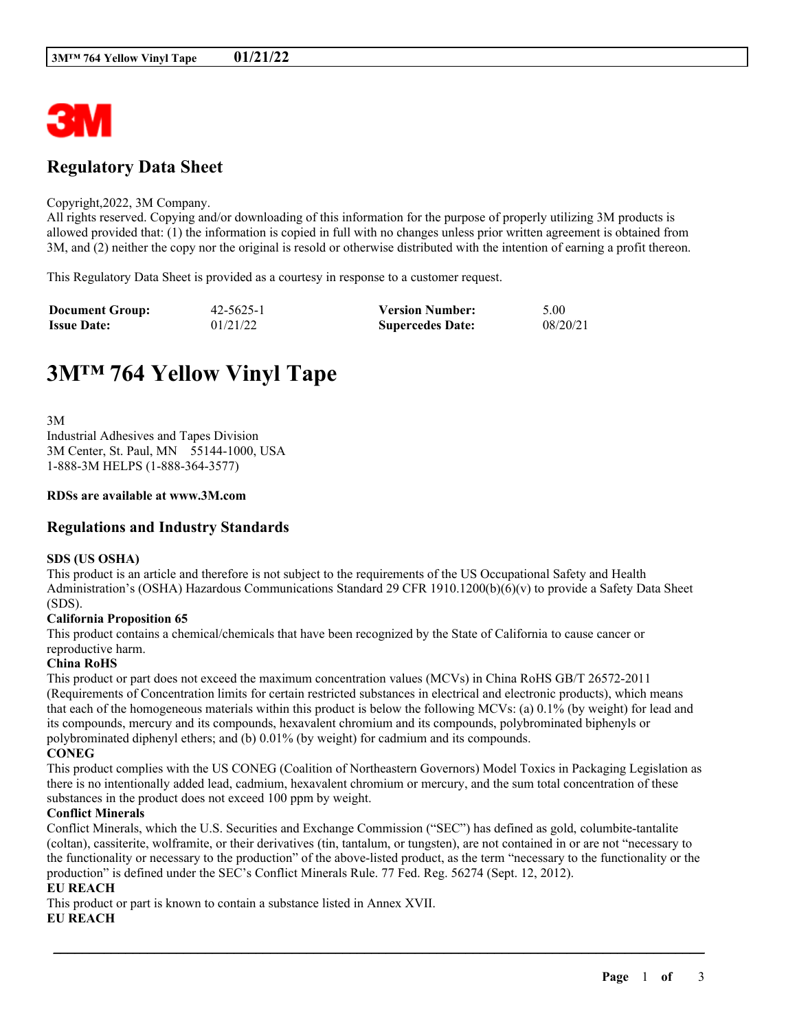# Regulatory Data Sheet

Copyright,2022, 3M Company.
All rights reserved. Copying and/or downloading of this information for the purpose of properly utilizing 3M products is allowed provided that: (1) the information is copied in full with no changes unless prior written agreement is obtained from 3M, and (2) neither the copy nor the original is resold or otherwise distributed with the intention of earning a profit thereon.

This Regulatory Data Sheet is provided as a courtesy in response to a customer request.

| **Document Group:** | 42-5625-1 | **Version Number:** | 5.00 |
|---|---|---|---|
| **Issue Date:** | 01/21/22 | **Supercedes Date:** | 08/20/21 |

# 3M™ 764 Yellow Vinyl Tape

3M
Industrial Adhesives and Tapes Division
3M Center, St. Paul, MN 55144-1000, USA
1-888-3M HELPS (1-888-364-3577)

**RDSs are available at www.3M.com**

## Regulations and Industry Standards

**SDS (US OSHA)**
This product is an article and therefore is not subject to the requirements of the US Occupational Safety and Health Administration's (OSHA) Hazardous Communications Standard 29 CFR 1910.1200(b)(6)(v) to provide a Safety Data Sheet (SDS).

**California Proposition 65**
This product contains a chemical/chemicals that have been recognized by the State of California to cause cancer or reproductive harm.

**China RoHS**
This product or part does not exceed the maximum concentration values (MCVs) in China RoHS GB/T 26572-2011 (Requirements of Concentration limits for certain restricted substances in electrical and electronic products), which means that each of the homogeneous materials within this product is below the following MCVs: (a) 0.1% (by weight) for lead and its compounds, mercury and its compounds, hexavalent chromium and its compounds, polybrominated biphenyls or polybrominated diphenyl ethers; and (b) 0.01% (by weight) for cadmium and its compounds.

**CONEG**
This product complies with the US CONEG (Coalition of Northeastern Governors) Model Toxics in Packaging Legislation as there is no intentionally added lead, cadmium, hexavalent chromium or mercury, and the sum total concentration of these substances in the product does not exceed 100 ppm by weight.

**Conflict Minerals**
Conflict Minerals, which the U.S. Securities and Exchange Commission ("SEC") has defined as gold, columbite-tantalite (coltan), cassiterite, wolframite, or their derivatives (tin, tantalum, or tungsten), are not contained in or are not "necessary to the functionality or necessary to the production" of the above-listed product, as the term "necessary to the functionality or the production" is defined under the SEC's Conflict Minerals Rule. 77 Fed. Reg. 56274 (Sept. 12, 2012).

**EU REACH**
This product or part is known to contain a substance listed in Annex XVII.

**EU REACH**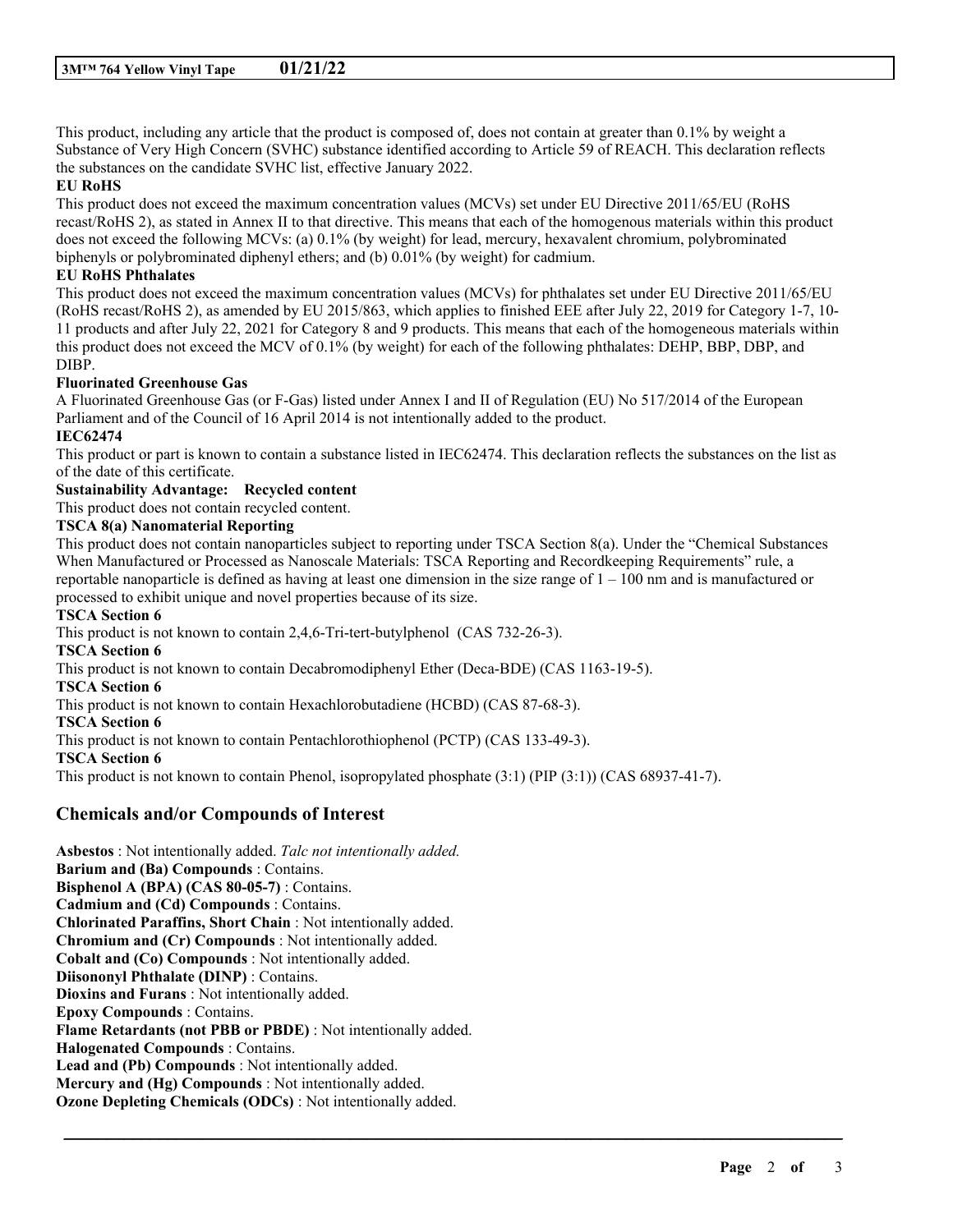This product, including any article that the product is composed of, does not contain at greater than 0.1% by weight a Substance of Very High Concern (SVHC) substance identified according to Article 59 of REACH. This declaration reflects the substances on the candidate SVHC list, effective January 2022.

**EU RoHS**

This product does not exceed the maximum concentration values (MCVs) set under EU Directive 2011/65/EU (RoHS recast/RoHS 2), as stated in Annex II to that directive. This means that each of the homogenous materials within this product does not exceed the following MCVs: (a) 0.1% (by weight) for lead, mercury, hexavalent chromium, polybrominated biphenyls or polybrominated diphenyl ethers; and (b) 0.01% (by weight) for cadmium.

**EU RoHS Phthalates**

This product does not exceed the maximum concentration values (MCVs) for phthalates set under EU Directive 2011/65/EU (RoHS recast/RoHS 2), as amended by EU 2015/863, which applies to finished EEE after July 22, 2019 for Category 1-7, 10-11 products and after July 22, 2021 for Category 8 and 9 products. This means that each of the homogeneous materials within this product does not exceed the MCV of 0.1% (by weight) for each of the following phthalates: DEHP, BBP, DBP, and DIBP.

**Fluorinated Greenhouse Gas**

A Fluorinated Greenhouse Gas (or F-Gas) listed under Annex I and II of Regulation (EU) No 517/2014 of the European Parliament and of the Council of 16 April 2014 is not intentionally added to the product.

**IEC62474**

This product or part is known to contain a substance listed in IEC62474. This declaration reflects the substances on the list as of the date of this certificate.

**Sustainability Advantage: Recycled content**

This product does not contain recycled content.

**TSCA 8(a) Nanomaterial Reporting**

This product does not contain nanoparticles subject to reporting under TSCA Section 8(a). Under the "Chemical Substances When Manufactured or Processed as Nanoscale Materials: TSCA Reporting and Recordkeeping Requirements" rule, a reportable nanoparticle is defined as having at least one dimension in the size range of 1 – 100 nm and is manufactured or processed to exhibit unique and novel properties because of its size.

**TSCA Section 6**

This product is not known to contain 2,4,6-Tri-tert-butylphenol (CAS 732-26-3).

**TSCA Section 6**

This product is not known to contain Decabromodiphenyl Ether (Deca-BDE) (CAS 1163-19-5).

**TSCA Section 6**

This product is not known to contain Hexachlorobutadiene (HCBD) (CAS 87-68-3).

**TSCA Section 6**

This product is not known to contain Pentachlorothiophenol (PCTP) (CAS 133-49-3).

**TSCA Section 6**

This product is not known to contain Phenol, isopropylated phosphate (3:1) (PIP (3:1)) (CAS 68937-41-7).

## Chemicals and/or Compounds of Interest

**Asbestos** : Not intentionally added. *Talc not intentionally added.*
**Barium and (Ba) Compounds** : Contains.
**Bisphenol A (BPA) (CAS 80-05-7)** : Contains.
**Cadmium and (Cd) Compounds** : Contains.
**Chlorinated Paraffins, Short Chain** : Not intentionally added.
**Chromium and (Cr) Compounds** : Not intentionally added.
**Cobalt and (Co) Compounds** : Not intentionally added.
**Diisononyl Phthalate (DINP)** : Contains.
**Dioxins and Furans** : Not intentionally added.
**Epoxy Compounds** : Contains.
**Flame Retardants (not PBB or PBDE)** : Not intentionally added.
**Halogenated Compounds** : Contains.
**Lead and (Pb) Compounds** : Not intentionally added.
**Mercury and (Hg) Compounds** : Not intentionally added.
**Ozone Depleting Chemicals (ODCs)** : Not intentionally added.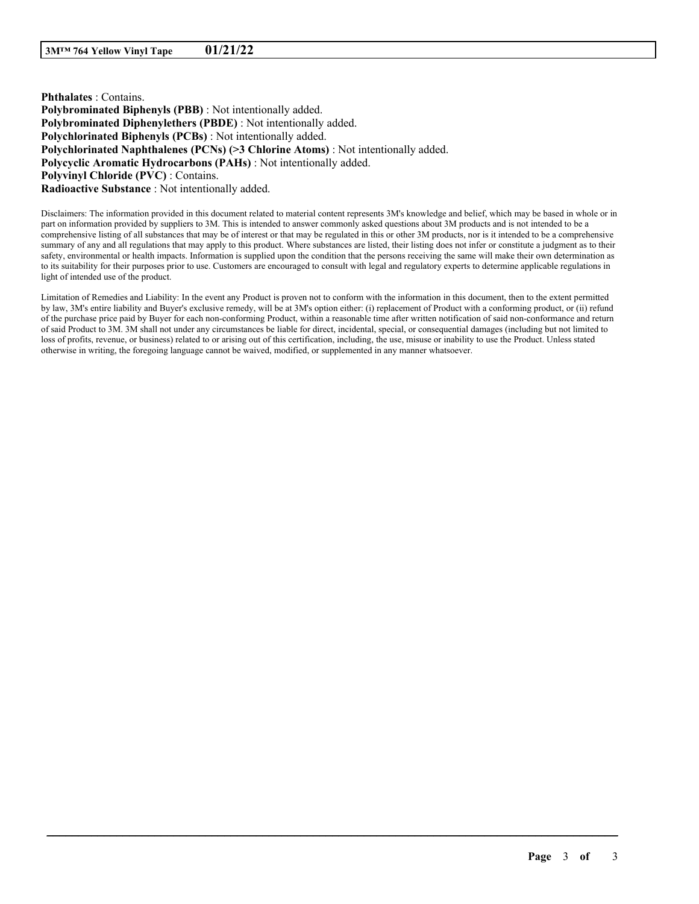**Phthalates** : Contains.
**Polybrominated Biphenyls (PBB)** : Not intentionally added.
**Polybrominated Diphenylethers (PBDE)** : Not intentionally added.
**Polychlorinated Biphenyls (PCBs)** : Not intentionally added.
**Polychlorinated Naphthalenes (PCNs) (>3 Chlorine Atoms)** : Not intentionally added.
**Polycyclic Aromatic Hydrocarbons (PAHs)** : Not intentionally added.
**Polyvinyl Chloride (PVC)** : Contains.
**Radioactive Substance** : Not intentionally added.

Disclaimers: The information provided in this document related to material content represents 3M's knowledge and belief, which may be based in whole or in part on information provided by suppliers to 3M. This is intended to answer commonly asked questions about 3M products and is not intended to be a comprehensive listing of all substances that may be of interest or that may be regulated in this or other 3M products, nor is it intended to be a comprehensive summary of any and all regulations that may apply to this product. Where substances are listed, their listing does not infer or constitute a judgment as to their safety, environmental or health impacts. Information is supplied upon the condition that the persons receiving the same will make their own determination as to its suitability for their purposes prior to use. Customers are encouraged to consult with legal and regulatory experts to determine applicable regulations in light of intended use of the product.

Limitation of Remedies and Liability: In the event any Product is proven not to conform with the information in this document, then to the extent permitted by law, 3M's entire liability and Buyer's exclusive remedy, will be at 3M's option either: (i) replacement of Product with a conforming product, or (ii) refund of the purchase price paid by Buyer for each non-conforming Product, within a reasonable time after written notification of said non-conformance and return of said Product to 3M. 3M shall not under any circumstances be liable for direct, incidental, special, or consequential damages (including but not limited to loss of profits, revenue, or business) related to or arising out of this certification, including, the use, misuse or inability to use the Product. Unless stated otherwise in writing, the foregoing language cannot be waived, modified, or supplemented in any manner whatsoever.